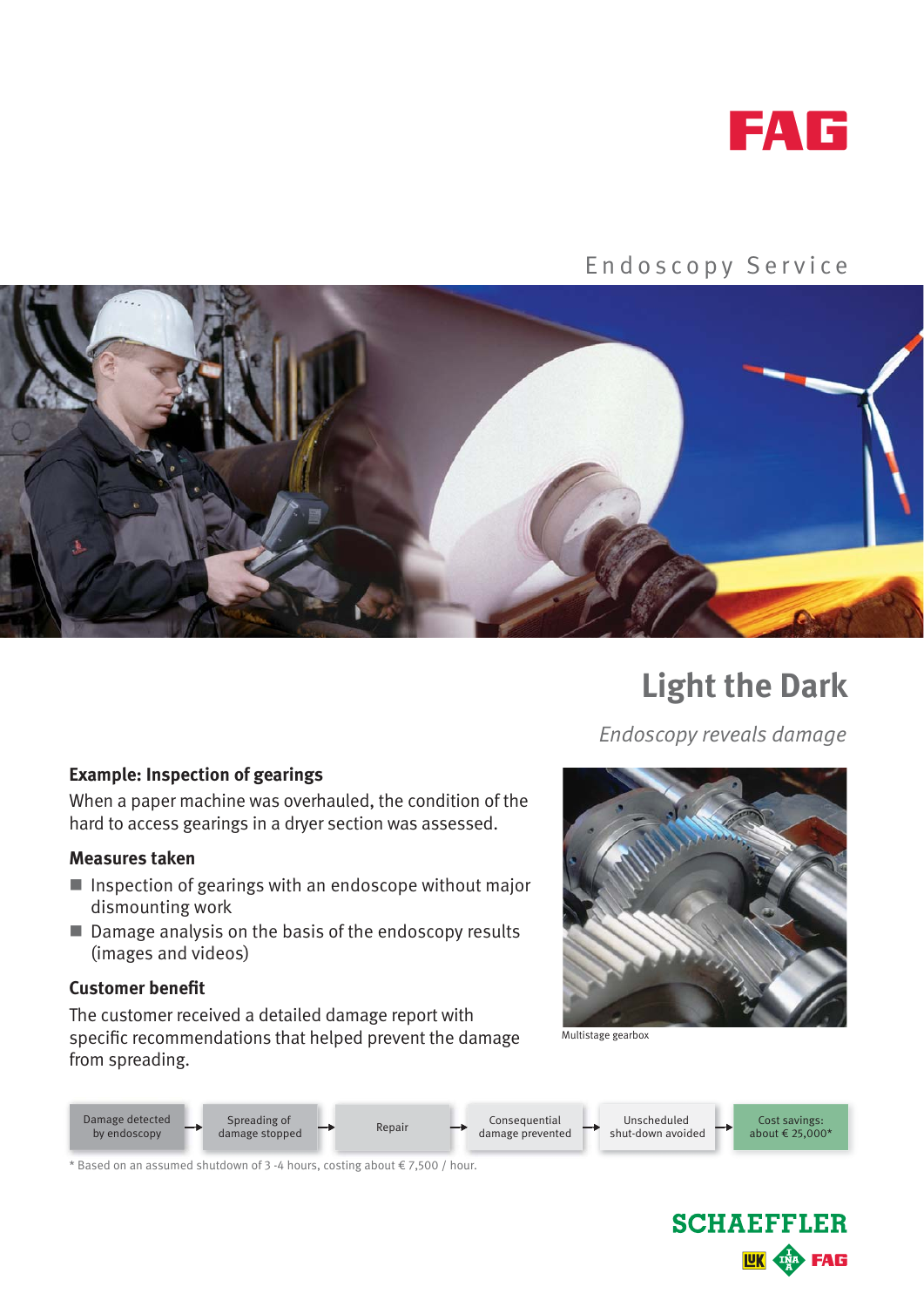FAG

Endoscopy Service

# Light the Dark

*Endoscopy reveals damage*

### Example: Inspection of gearings

When a paper machine was overhauled, the condition of the hard to access gearings in a dryer section was assessed.

### Measures taken

- Inspection of gearings with an endoscope without major dismounting work
- Damage analysis on the basis of the endoscopy results (images and videos)

### Customer benefit

The customer received a detailed damage report with specific recommendations that helped prevent the damage from spreading.

Multistage gearbox

Damage detected by endoscopy → Spreading of damage stopped → Repair → Consequential damage prevented → Unscheduled shut-down avoided → Cost savings: about € 25,000*

* Based on an assumed shutdown of 3 -4 hours, costing about € 7,500 / hour.

SCHAEFFLER

LuK INA FAG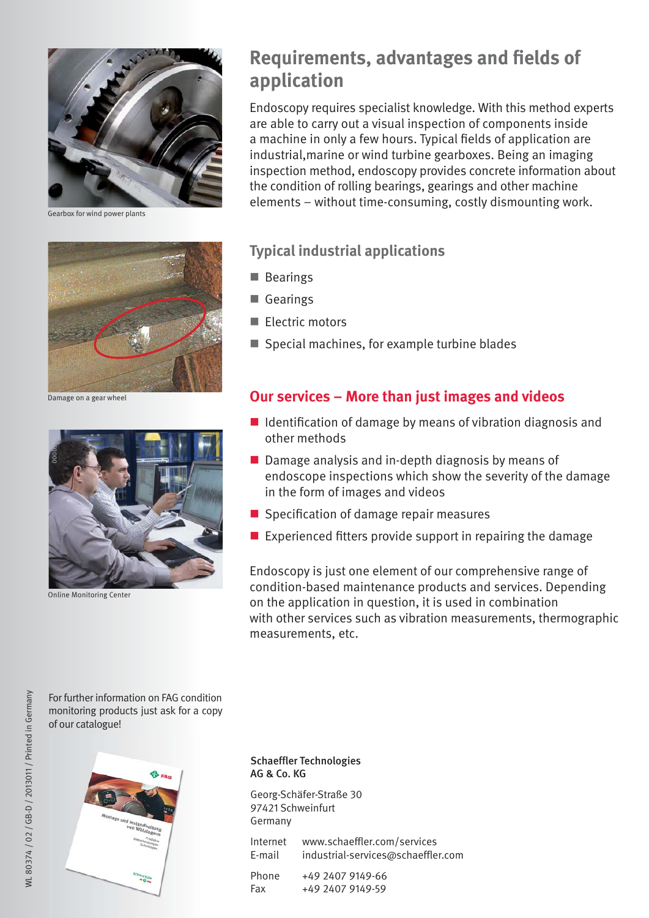Gearbox for wind power plants

Damage on a gear wheel

Online Monitoring Center

## Requirements, advantages and fields of application

Endoscopy requires specialist knowledge. With this method experts are able to carry out a visual inspection of components inside a machine in only a few hours. Typical fields of application are industrial,marine or wind turbine gearboxes. Being an imaging inspection method, endoscopy provides concrete information about the condition of rolling bearings, gearings and other machine elements – without time-consuming, costly dismounting work.

### Typical industrial applications

- Bearings
- Gearings
- Electric motors
- Special machines, for example turbine blades

### Our services – More than just images and videos

- Identification of damage by means of vibration diagnosis and other methods
- Damage analysis and in-depth diagnosis by means of endoscope inspections which show the severity of the damage in the form of images and videos
- Specification of damage repair measures
- Experienced fitters provide support in repairing the damage

Endoscopy is just one element of our comprehensive range of condition-based maintenance products and services. Depending on the application in question, it is used in combination with other services such as vibration measurements, thermographic measurements, etc.

For further information on FAG condition monitoring products just ask for a copy of our catalogue!

**Schaeffler Technologies AG & Co. KG**

Georg-Schäfer-Straße 30
97421 Schweinfurt
Germany

Internet www.schaeffler.com/services
E-mail industrial-services@schaeffler.com

Phone +49 2407 9149-66
Fax +49 2407 9149-59

WL 80374 / 02 / GB-D / 2013011 / Printed in Germany